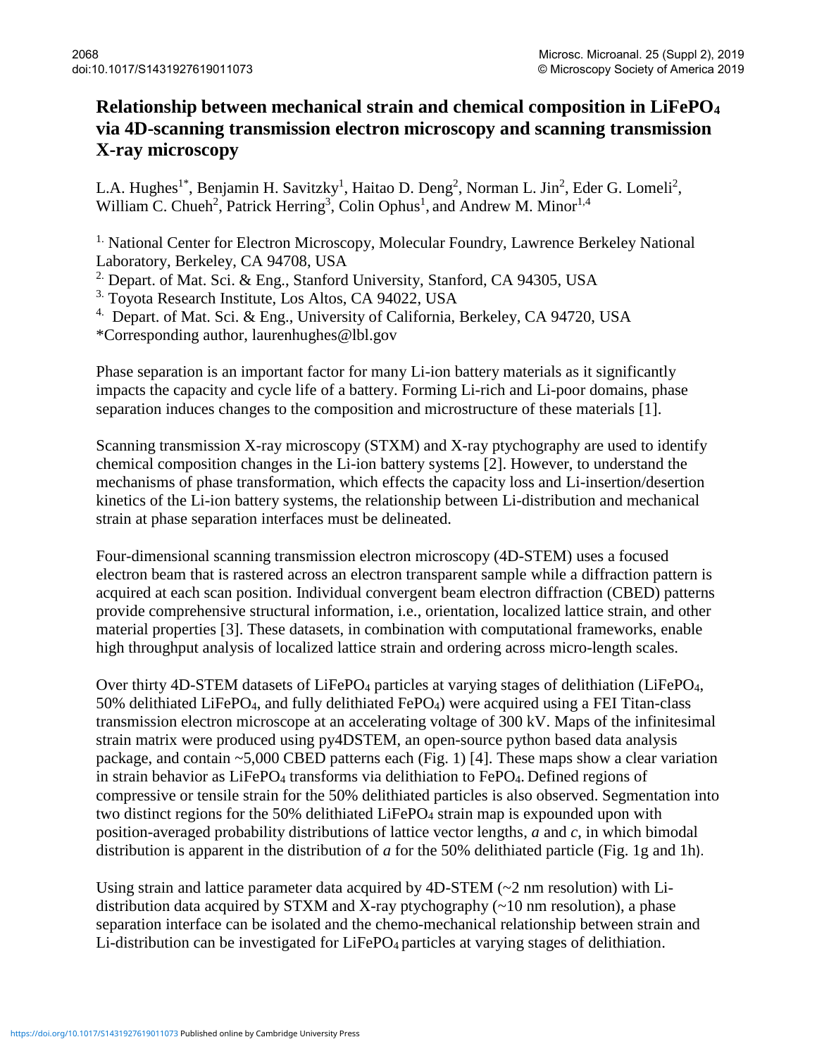# Relationship between mechanical strain and chemical composition in $LiFePO_4$ via 4D-scanning transmission electron microscopy and scanning transmission X-ray microscopy

L.A. Hughes[1*], Benjamin H. Savitzky[1], Haitao D. Deng[2], Norman L. Jin[2], Eder G. Lomeli[2], William C. Chueh[2], Patrick Herring[3], Colin Ophus[1], and Andrew M. Minor[1,4]

[1.] National Center for Electron Microscopy, Molecular Foundry, Lawrence Berkeley National Laboratory, Berkeley, CA 94708, USA

[2.] Depart. of Mat. Sci. & Eng., Stanford University, Stanford, CA 94305, USA

[3.] Toyota Research Institute, Los Altos, CA 94022, USA

[4.] Depart. of Mat. Sci. & Eng., University of California, Berkeley, CA 94720, USA

*Corresponding author, laurenhughes@lbl.gov

Phase separation is an important factor for many Li-ion battery materials as it significantly impacts the capacity and cycle life of a battery. Forming Li-rich and Li-poor domains, phase separation induces changes to the composition and microstructure of these materials [1].

Scanning transmission X-ray microscopy (STXM) and X-ray ptychography are used to identify chemical composition changes in the Li-ion battery systems [2]. However, to understand the mechanisms of phase transformation, which effects the capacity loss and Li-insertion/desertion kinetics of the Li-ion battery systems, the relationship between Li-distribution and mechanical strain at phase separation interfaces must be delineated.

Four-dimensional scanning transmission electron microscopy (4D-STEM) uses a focused electron beam that is rastered across an electron transparent sample while a diffraction pattern is acquired at each scan position. Individual convergent beam electron diffraction (CBED) patterns provide comprehensive structural information, i.e., orientation, localized lattice strain, and other material properties [3]. These datasets, in combination with computational frameworks, enable high throughput analysis of localized lattice strain and ordering across micro-length scales.

Over thirty 4D-STEM datasets of $LiFePO_4$ particles at varying stages of delithiation ($LiFePO_4$, 50% delithiated $LiFePO_4$, and fully delithiated $FePO_4$) were acquired using a FEI Titan-class transmission electron microscope at an accelerating voltage of 300 kV. Maps of the infinitesimal strain matrix were produced using py4DSTEM, an open-source python based data analysis package, and contain ~5,000 CBED patterns each (Fig. 1) [4]. These maps show a clear variation in strain behavior as $LiFePO_4$ transforms via delithiation to $FePO_4$. Defined regions of compressive or tensile strain for the 50% delithiated particles is also observed. Segmentation into two distinct regions for the 50% delithiated $LiFePO_4$ strain map is expounded upon with position-averaged probability distributions of lattice vector lengths, $a$ and $c$, in which bimodal distribution is apparent in the distribution of $a$ for the 50% delithiated particle (Fig. 1g and 1h).

Using strain and lattice parameter data acquired by 4D-STEM (~2 nm resolution) with Li-distribution data acquired by STXM and X-ray ptychography (~10 nm resolution), a phase separation interface can be isolated and the chemo-mechanical relationship between strain and Li-distribution can be investigated for $LiFePO_4$ particles at varying stages of delithiation.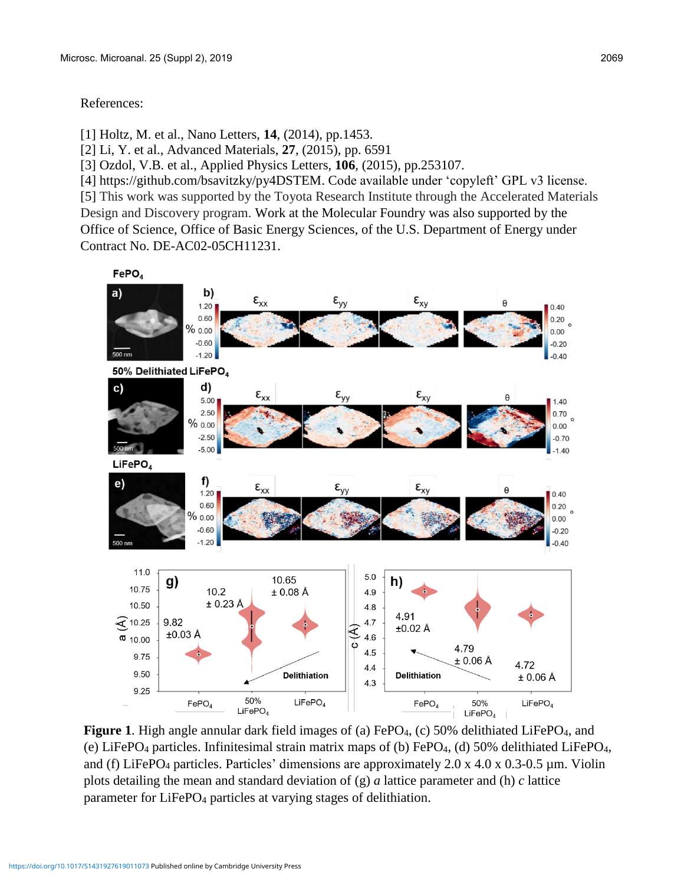References:

[1] Holtz, M. et al., Nano Letters, **14**, (2014), pp.1453.
[2] Li, Y. et al., Advanced Materials, **27**, (2015), pp. 6591
[3] Ozdol, V.B. et al., Applied Physics Letters, **106**, (2015), pp.253107.
[4] https://github.com/bsavitzky/py4DSTEM. Code available under 'copyleft' GPL v3 license.
[5] This work was supported by the Toyota Research Institute through the Accelerated Materials Design and Discovery program. Work at the Molecular Foundry was also supported by the Office of Science, Office of Basic Energy Sciences, of the U.S. Department of Energy under Contract No. DE-AC02-05CH11231.

$FePO_4$
a)
500 nm
b)
$\varepsilon_{xx}$ $\varepsilon_{yy}$ $\varepsilon_{xy}$ θ
% 1.20 0.60 0.00 -0.60 -1.20
0.40 0.20 0.00 -0.20 -0.40 °

50% Delithiated $LiFePO_4$
c)
500 nm
d)
$\varepsilon_{xx}$ $\varepsilon_{yy}$ $\varepsilon_{xy}$ θ
% 5.00 2.50 0.00 -2.50 -5.00
1.40 0.70 0.00 -0.70 -1.40 °

$LiFePO_4$
e)
500 nm
f)
$\varepsilon_{xx}$ $\varepsilon_{yy}$ $\varepsilon_{xy}$ θ
% 1.20 0.60 0.00 -0.60 -1.20
0.40 0.20 0.00 -0.20 -0.40 °

g)
a (Å)
11.0 10.75 10.50 10.25 10.00 9.75 9.50 9.25
9.82 ±0.03 Å
10.2 ± 0.23 Å
10.65 ± 0.08 Å
Delithiation
$FePO_4$ 50% $LiFePO_4$ $LiFePO_4$

h)
c (Å)
5.0 4.9 4.8 4.7 4.6 4.5 4.4 4.3
4.91 ±0.02 Å
4.79 ± 0.06 Å
4.72 ± 0.06 Å
Delithiation
$FePO_4$ 50% $LiFePO_4$ $LiFePO_4$

**Figure 1**. High angle annular dark field images of (a) $FePO_4$, (c) 50% delithiated $LiFePO_4$, and (e) $LiFePO_4$ particles. Infinitesimal strain matrix maps of (b) $FePO_4$, (d) 50% delithiated $LiFePO_4$, and (f) $LiFePO_4$ particles. Particles' dimensions are approximately 2.0 x 4.0 x 0.3-0.5 µm. Violin plots detailing the mean and standard deviation of (g) *a* lattice parameter and (h) *c* lattice parameter for $LiFePO_4$ particles at varying stages of delithiation.